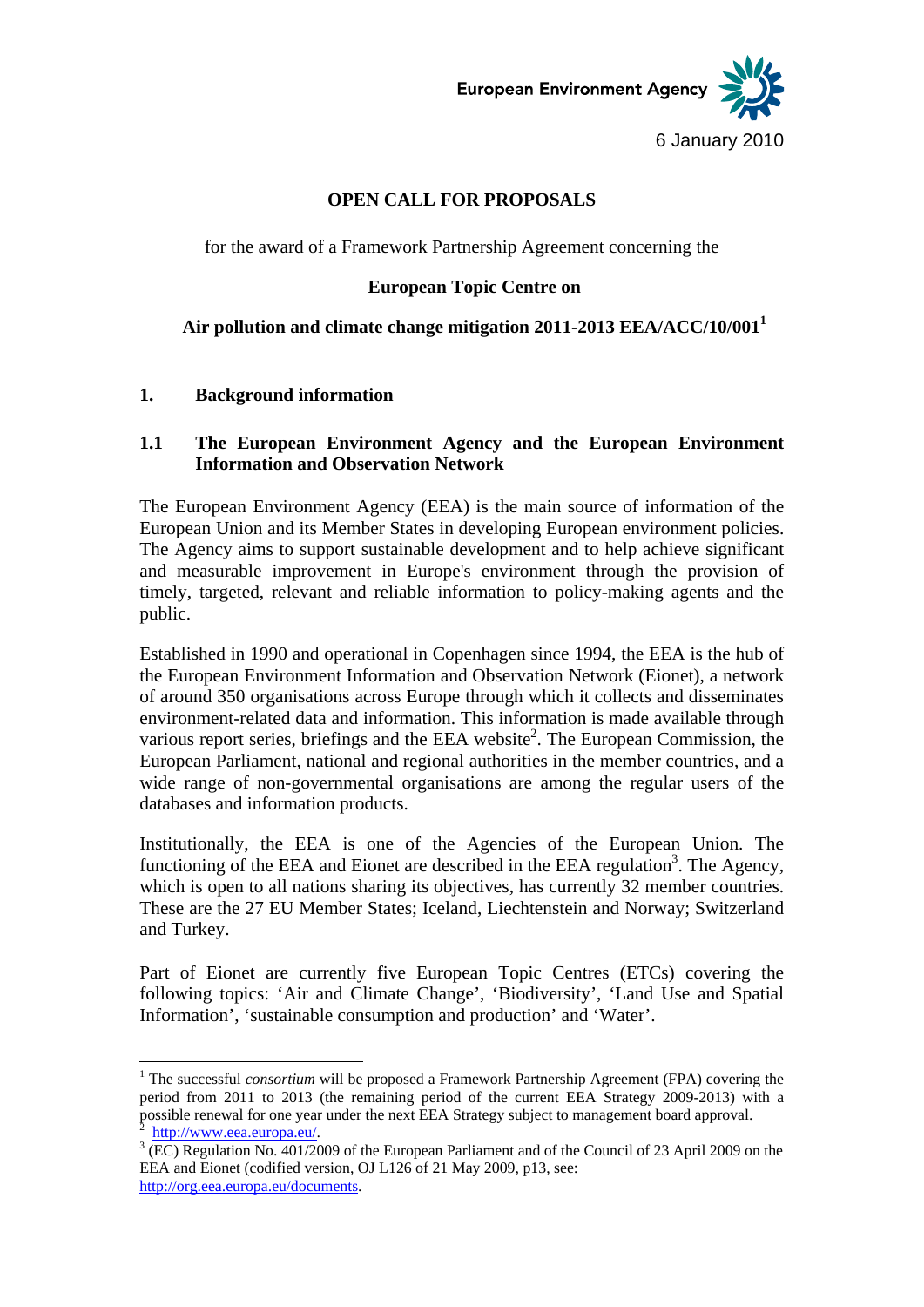European Environment Agency

6 January 2010

# OPEN CALL FOR PROPOSALS

for the award of a Framework Partnership Agreement concerning the

**European Topic Centre on**

**Air pollution and climate change mitigation 2011-2013 EEA/ACC/10/001**[1]

## 1. Background information

### 1.1 The European Environment Agency and the European Environment Information and Observation Network

The European Environment Agency (EEA) is the main source of information of the European Union and its Member States in developing European environment policies. The Agency aims to support sustainable development and to help achieve significant and measurable improvement in Europe's environment through the provision of timely, targeted, relevant and reliable information to policy-making agents and the public.

Established in 1990 and operational in Copenhagen since 1994, the EEA is the hub of the European Environment Information and Observation Network (Eionet), a network of around 350 organisations across Europe through which it collects and disseminates environment-related data and information. This information is made available through various report series, briefings and the EEA website[2]. The European Commission, the European Parliament, national and regional authorities in the member countries, and a wide range of non-governmental organisations are among the regular users of the databases and information products.

Institutionally, the EEA is one of the Agencies of the European Union. The functioning of the EEA and Eionet are described in the EEA regulation[3]. The Agency, which is open to all nations sharing its objectives, has currently 32 member countries. These are the 27 EU Member States; Iceland, Liechtenstein and Norway; Switzerland and Turkey.

Part of Eionet are currently five European Topic Centres (ETCs) covering the following topics: 'Air and Climate Change', 'Biodiversity', 'Land Use and Spatial Information', 'sustainable consumption and production' and 'Water'.

---

[1] The successful *consortium* will be proposed a Framework Partnership Agreement (FPA) covering the period from 2011 to 2013 (the remaining period of the current EEA Strategy 2009-2013) with a possible renewal for one year under the next EEA Strategy subject to management board approval.

[2] http://www.eea.europa.eu/.

[3] (EC) Regulation No. 401/2009 of the European Parliament and of the Council of 23 April 2009 on the EEA and Eionet (codified version, OJ L126 of 21 May 2009, p13, see: http://org.eea.europa.eu/documents.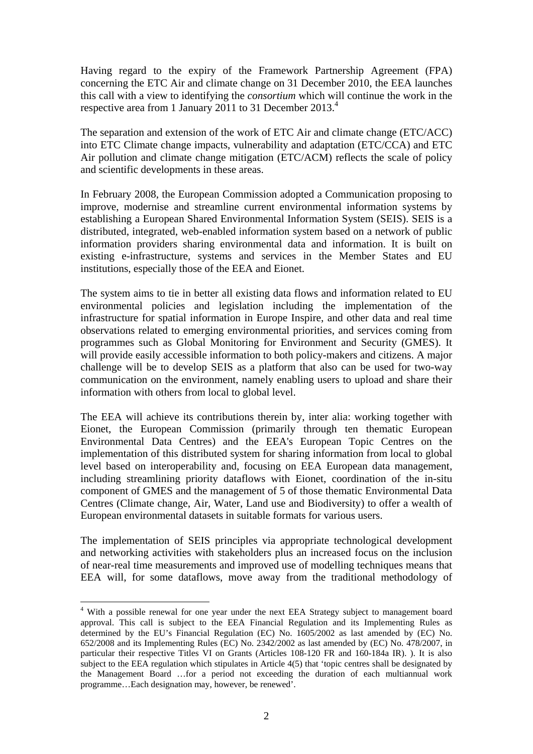Having regard to the expiry of the Framework Partnership Agreement (FPA) concerning the ETC Air and climate change on 31 December 2010, the EEA launches this call with a view to identifying the *consortium* which will continue the work in the respective area from 1 January 2011 to 31 December 2013.[4]

The separation and extension of the work of ETC Air and climate change (ETC/ACC) into ETC Climate change impacts, vulnerability and adaptation (ETC/CCA) and ETC Air pollution and climate change mitigation (ETC/ACM) reflects the scale of policy and scientific developments in these areas.

In February 2008, the European Commission adopted a Communication proposing to improve, modernise and streamline current environmental information systems by establishing a European Shared Environmental Information System (SEIS). SEIS is a distributed, integrated, web-enabled information system based on a network of public information providers sharing environmental data and information. It is built on existing e-infrastructure, systems and services in the Member States and EU institutions, especially those of the EEA and Eionet.

The system aims to tie in better all existing data flows and information related to EU environmental policies and legislation including the implementation of the infrastructure for spatial information in Europe Inspire, and other data and real time observations related to emerging environmental priorities, and services coming from programmes such as Global Monitoring for Environment and Security (GMES). It will provide easily accessible information to both policy-makers and citizens. A major challenge will be to develop SEIS as a platform that also can be used for two-way communication on the environment, namely enabling users to upload and share their information with others from local to global level.

The EEA will achieve its contributions therein by, inter alia: working together with Eionet, the European Commission (primarily through ten thematic European Environmental Data Centres) and the EEA's European Topic Centres on the implementation of this distributed system for sharing information from local to global level based on interoperability and, focusing on EEA European data management, including streamlining priority dataflows with Eionet, coordination of the in-situ component of GMES and the management of 5 of those thematic Environmental Data Centres (Climate change, Air, Water, Land use and Biodiversity) to offer a wealth of European environmental datasets in suitable formats for various users.

The implementation of SEIS principles via appropriate technological development and networking activities with stakeholders plus an increased focus on the inclusion of near-real time measurements and improved use of modelling techniques means that EEA will, for some dataflows, move away from the traditional methodology of

---

[4] With a possible renewal for one year under the next EEA Strategy subject to management board approval. This call is subject to the EEA Financial Regulation and its Implementing Rules as determined by the EU's Financial Regulation (EC) No. 1605/2002 as last amended by (EC) No. 652/2008 and its Implementing Rules (EC) No. 2342/2002 as last amended by (EC) No. 478/2007, in particular their respective Titles VI on Grants (Articles 108-120 FR and 160-184a IR). ). It is also subject to the EEA regulation which stipulates in Article 4(5) that 'topic centres shall be designated by the Management Board …for a period not exceeding the duration of each multiannual work programme…Each designation may, however, be renewed'.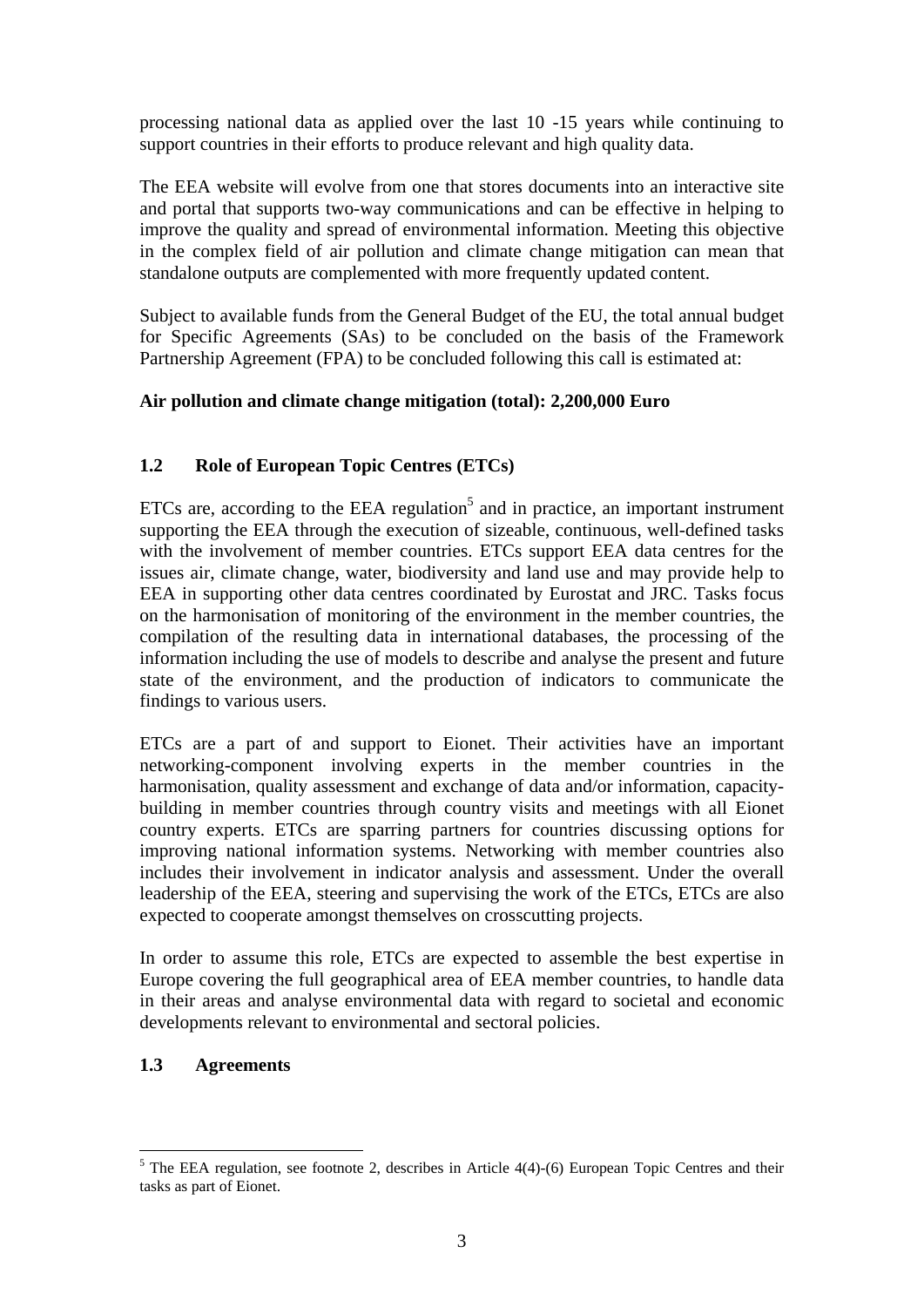processing national data as applied over the last 10 -15 years while continuing to support countries in their efforts to produce relevant and high quality data.

The EEA website will evolve from one that stores documents into an interactive site and portal that supports two-way communications and can be effective in helping to improve the quality and spread of environmental information. Meeting this objective in the complex field of air pollution and climate change mitigation can mean that standalone outputs are complemented with more frequently updated content.

Subject to available funds from the General Budget of the EU, the total annual budget for Specific Agreements (SAs) to be concluded on the basis of the Framework Partnership Agreement (FPA) to be concluded following this call is estimated at:

**Air pollution and climate change mitigation (total): 2,200,000 Euro**

## 1.2 Role of European Topic Centres (ETCs)

ETCs are, according to the EEA regulation[5] and in practice, an important instrument supporting the EEA through the execution of sizeable, continuous, well-defined tasks with the involvement of member countries. ETCs support EEA data centres for the issues air, climate change, water, biodiversity and land use and may provide help to EEA in supporting other data centres coordinated by Eurostat and JRC. Tasks focus on the harmonisation of monitoring of the environment in the member countries, the compilation of the resulting data in international databases, the processing of the information including the use of models to describe and analyse the present and future state of the environment, and the production of indicators to communicate the findings to various users.

ETCs are a part of and support to Eionet. Their activities have an important networking-component involving experts in the member countries in the harmonisation, quality assessment and exchange of data and/or information, capacity-building in member countries through country visits and meetings with all Eionet country experts. ETCs are sparring partners for countries discussing options for improving national information systems. Networking with member countries also includes their involvement in indicator analysis and assessment. Under the overall leadership of the EEA, steering and supervising the work of the ETCs, ETCs are also expected to cooperate amongst themselves on crosscutting projects.

In order to assume this role, ETCs are expected to assemble the best expertise in Europe covering the full geographical area of EEA member countries, to handle data in their areas and analyse environmental data with regard to societal and economic developments relevant to environmental and sectoral policies.

## 1.3 Agreements

[5] The EEA regulation, see footnote 2, describes in Article 4(4)-(6) European Topic Centres and their tasks as part of Eionet.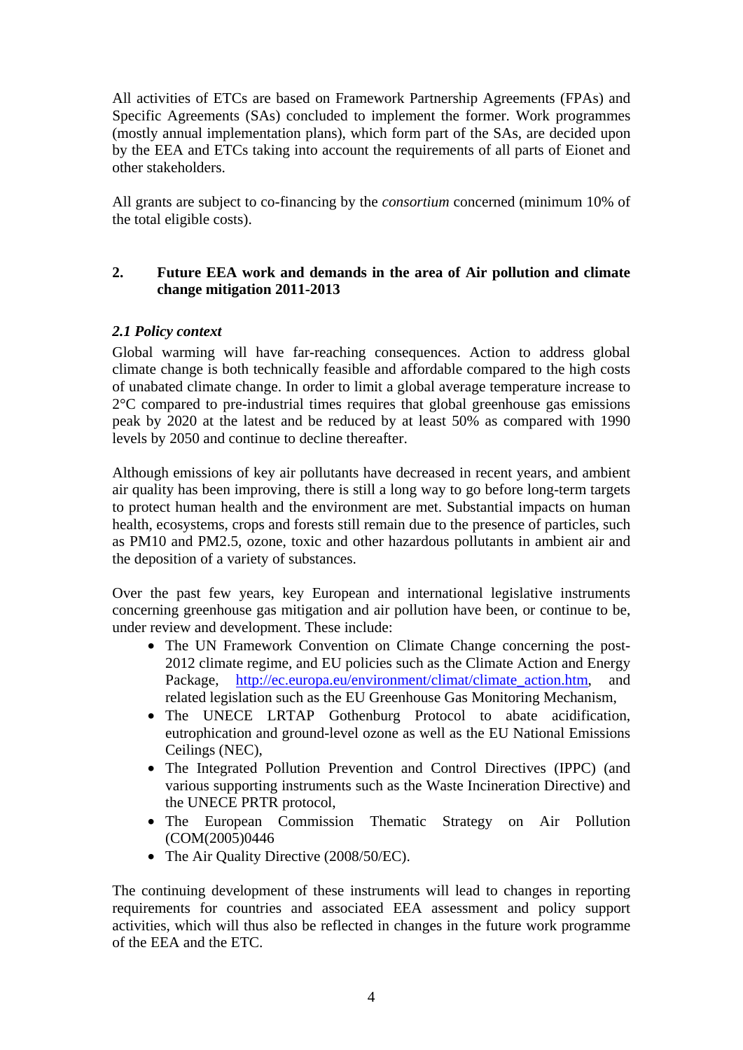All activities of ETCs are based on Framework Partnership Agreements (FPAs) and Specific Agreements (SAs) concluded to implement the former. Work programmes (mostly annual implementation plans), which form part of the SAs, are decided upon by the EEA and ETCs taking into account the requirements of all parts of Eionet and other stakeholders.

All grants are subject to co-financing by the *consortium* concerned (minimum 10% of the total eligible costs).

## 2. Future EEA work and demands in the area of Air pollution and climate change mitigation 2011-2013

### *2.1 Policy context*

Global warming will have far-reaching consequences. Action to address global climate change is both technically feasible and affordable compared to the high costs of unabated climate change. In order to limit a global average temperature increase to 2°C compared to pre-industrial times requires that global greenhouse gas emissions peak by 2020 at the latest and be reduced by at least 50% as compared with 1990 levels by 2050 and continue to decline thereafter.

Although emissions of key air pollutants have decreased in recent years, and ambient air quality has been improving, there is still a long way to go before long-term targets to protect human health and the environment are met. Substantial impacts on human health, ecosystems, crops and forests still remain due to the presence of particles, such as PM10 and PM2.5, ozone, toxic and other hazardous pollutants in ambient air and the deposition of a variety of substances.

Over the past few years, key European and international legislative instruments concerning greenhouse gas mitigation and air pollution have been, or continue to be, under review and development. These include:

- The UN Framework Convention on Climate Change concerning the post-2012 climate regime, and EU policies such as the Climate Action and Energy Package, http://ec.europa.eu/environment/climat/climate_action.htm, and related legislation such as the EU Greenhouse Gas Monitoring Mechanism,
- The UNECE LRTAP Gothenburg Protocol to abate acidification, eutrophication and ground-level ozone as well as the EU National Emissions Ceilings (NEC),
- The Integrated Pollution Prevention and Control Directives (IPPC) (and various supporting instruments such as the Waste Incineration Directive) and the UNECE PRTR protocol,
- The European Commission Thematic Strategy on Air Pollution (COM(2005)0446
- The Air Quality Directive (2008/50/EC).

The continuing development of these instruments will lead to changes in reporting requirements for countries and associated EEA assessment and policy support activities, which will thus also be reflected in changes in the future work programme of the EEA and the ETC.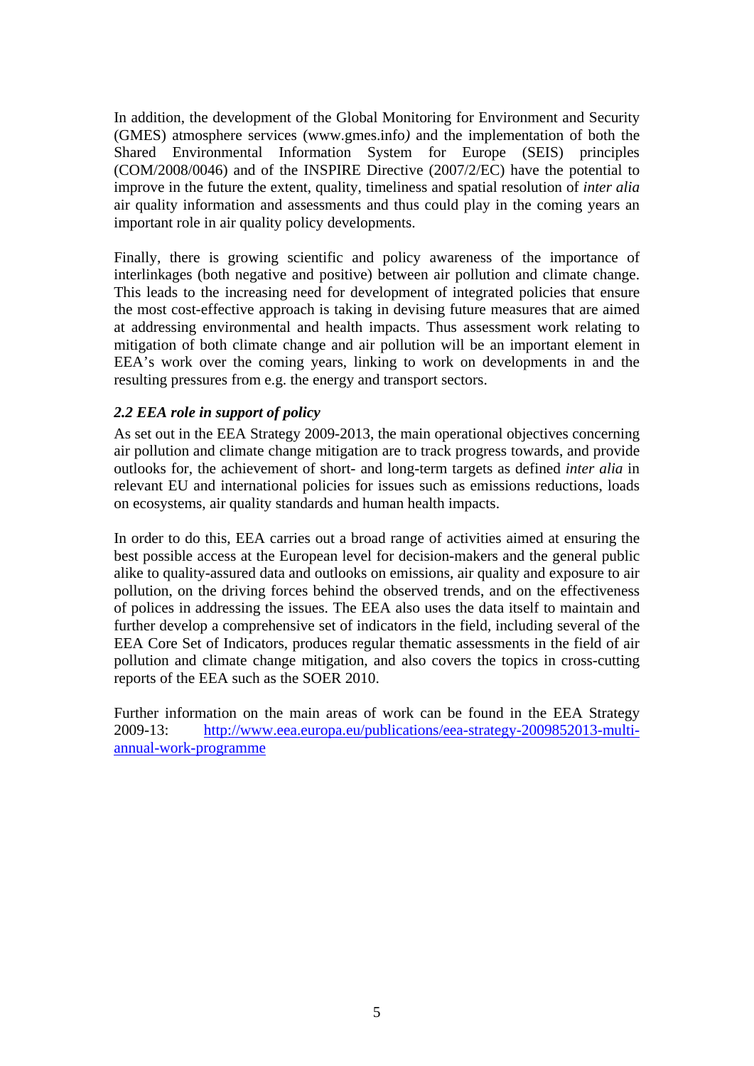In addition, the development of the Global Monitoring for Environment and Security (GMES) atmosphere services (www.gmes.info*)* and the implementation of both the Shared Environmental Information System for Europe (SEIS) principles (COM/2008/0046) and of the INSPIRE Directive (2007/2/EC) have the potential to improve in the future the extent, quality, timeliness and spatial resolution of *inter alia* air quality information and assessments and thus could play in the coming years an important role in air quality policy developments.

Finally, there is growing scientific and policy awareness of the importance of interlinkages (both negative and positive) between air pollution and climate change. This leads to the increasing need for development of integrated policies that ensure the most cost-effective approach is taking in devising future measures that are aimed at addressing environmental and health impacts. Thus assessment work relating to mitigation of both climate change and air pollution will be an important element in EEA's work over the coming years, linking to work on developments in and the resulting pressures from e.g. the energy and transport sectors.

### *2.2 EEA role in support of policy*

As set out in the EEA Strategy 2009-2013, the main operational objectives concerning air pollution and climate change mitigation are to track progress towards, and provide outlooks for, the achievement of short- and long-term targets as defined *inter alia* in relevant EU and international policies for issues such as emissions reductions, loads on ecosystems, air quality standards and human health impacts.

In order to do this, EEA carries out a broad range of activities aimed at ensuring the best possible access at the European level for decision-makers and the general public alike to quality-assured data and outlooks on emissions, air quality and exposure to air pollution, on the driving forces behind the observed trends, and on the effectiveness of polices in addressing the issues. The EEA also uses the data itself to maintain and further develop a comprehensive set of indicators in the field, including several of the EEA Core Set of Indicators, produces regular thematic assessments in the field of air pollution and climate change mitigation, and also covers the topics in cross-cutting reports of the EEA such as the SOER 2010.

Further information on the main areas of work can be found in the EEA Strategy 2009-13: http://www.eea.europa.eu/publications/eea-strategy-2009852013-multi-annual-work-programme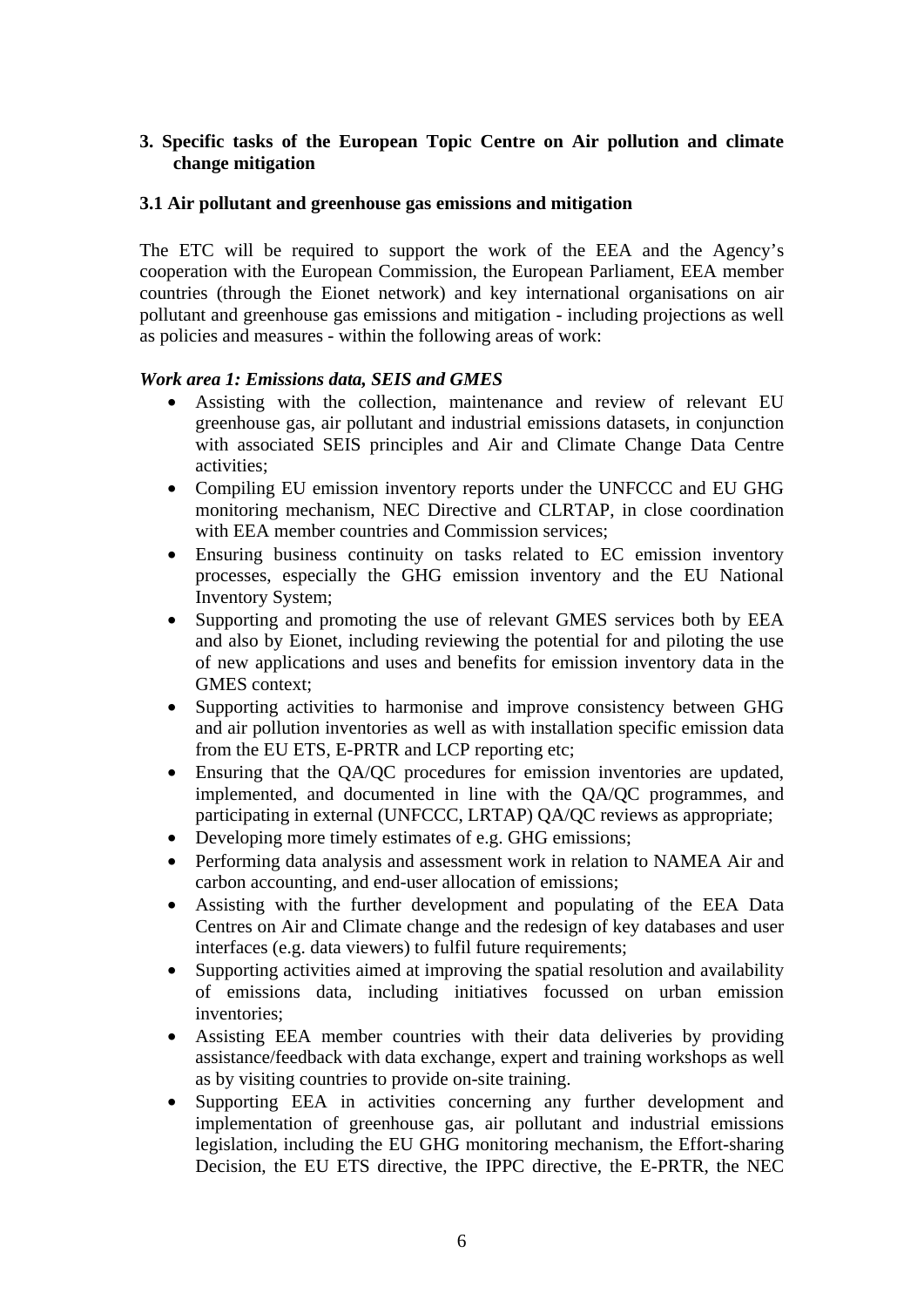## 3. Specific tasks of the European Topic Centre on Air pollution and climate change mitigation

### 3.1 Air pollutant and greenhouse gas emissions and mitigation

The ETC will be required to support the work of the EEA and the Agency's cooperation with the European Commission, the European Parliament, EEA member countries (through the Eionet network) and key international organisations on air pollutant and greenhouse gas emissions and mitigation - including projections as well as policies and measures - within the following areas of work:

***Work area 1: Emissions data, SEIS and GMES***

- Assisting with the collection, maintenance and review of relevant EU greenhouse gas, air pollutant and industrial emissions datasets, in conjunction with associated SEIS principles and Air and Climate Change Data Centre activities;
- Compiling EU emission inventory reports under the UNFCCC and EU GHG monitoring mechanism, NEC Directive and CLRTAP, in close coordination with EEA member countries and Commission services;
- Ensuring business continuity on tasks related to EC emission inventory processes, especially the GHG emission inventory and the EU National Inventory System;
- Supporting and promoting the use of relevant GMES services both by EEA and also by Eionet, including reviewing the potential for and piloting the use of new applications and uses and benefits for emission inventory data in the GMES context;
- Supporting activities to harmonise and improve consistency between GHG and air pollution inventories as well as with installation specific emission data from the EU ETS, E-PRTR and LCP reporting etc;
- Ensuring that the QA/QC procedures for emission inventories are updated, implemented, and documented in line with the QA/QC programmes, and participating in external (UNFCCC, LRTAP) QA/QC reviews as appropriate;
- Developing more timely estimates of e.g. GHG emissions;
- Performing data analysis and assessment work in relation to NAMEA Air and carbon accounting, and end-user allocation of emissions;
- Assisting with the further development and populating of the EEA Data Centres on Air and Climate change and the redesign of key databases and user interfaces (e.g. data viewers) to fulfil future requirements;
- Supporting activities aimed at improving the spatial resolution and availability of emissions data, including initiatives focussed on urban emission inventories;
- Assisting EEA member countries with their data deliveries by providing assistance/feedback with data exchange, expert and training workshops as well as by visiting countries to provide on-site training.
- Supporting EEA in activities concerning any further development and implementation of greenhouse gas, air pollutant and industrial emissions legislation, including the EU GHG monitoring mechanism, the Effort-sharing Decision, the EU ETS directive, the IPPC directive, the E-PRTR, the NEC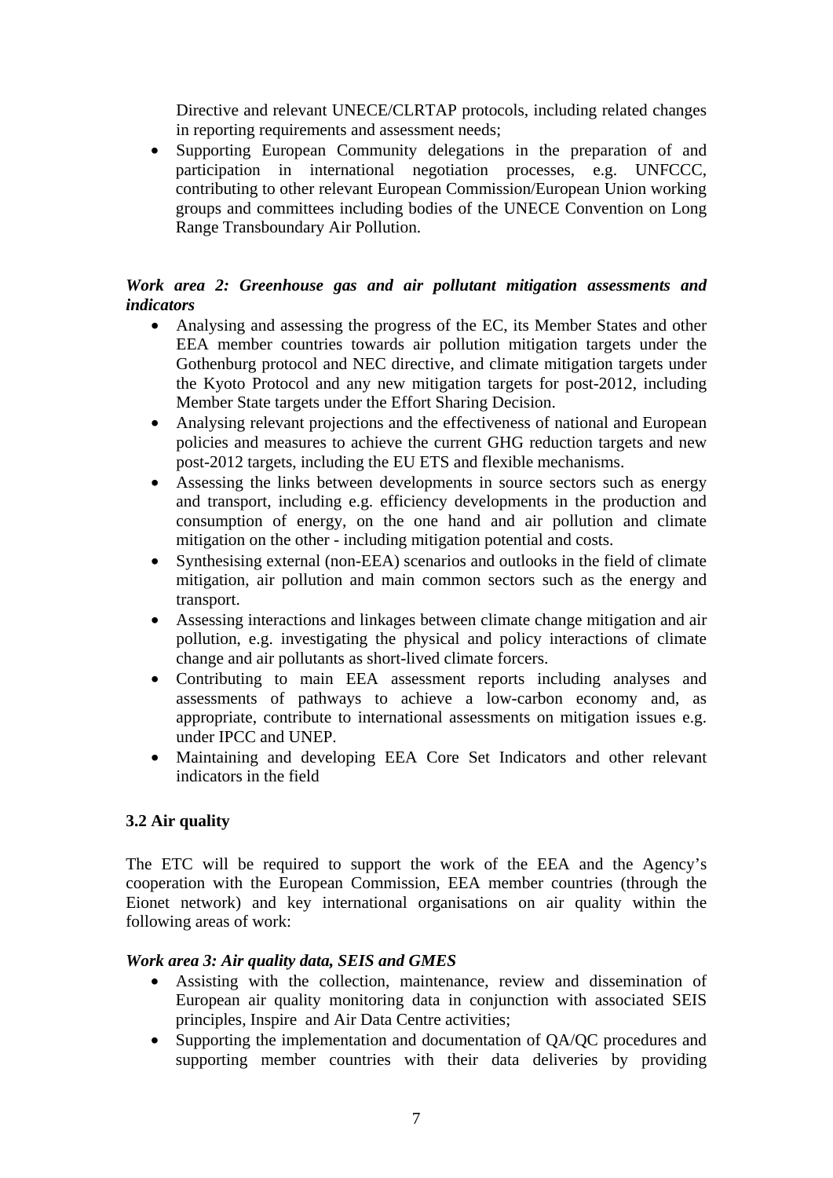Directive and relevant UNECE/CLRTAP protocols, including related changes in reporting requirements and assessment needs;

- Supporting European Community delegations in the preparation of and participation in international negotiation processes, e.g. UNFCCC, contributing to other relevant European Commission/European Union working groups and committees including bodies of the UNECE Convention on Long Range Transboundary Air Pollution.

***Work area 2: Greenhouse gas and air pollutant mitigation assessments and indicators***

- Analysing and assessing the progress of the EC, its Member States and other EEA member countries towards air pollution mitigation targets under the Gothenburg protocol and NEC directive, and climate mitigation targets under the Kyoto Protocol and any new mitigation targets for post-2012, including Member State targets under the Effort Sharing Decision.
- Analysing relevant projections and the effectiveness of national and European policies and measures to achieve the current GHG reduction targets and new post-2012 targets, including the EU ETS and flexible mechanisms.
- Assessing the links between developments in source sectors such as energy and transport, including e.g. efficiency developments in the production and consumption of energy, on the one hand and air pollution and climate mitigation on the other - including mitigation potential and costs.
- Synthesising external (non-EEA) scenarios and outlooks in the field of climate mitigation, air pollution and main common sectors such as the energy and transport.
- Assessing interactions and linkages between climate change mitigation and air pollution, e.g. investigating the physical and policy interactions of climate change and air pollutants as short-lived climate forcers.
- Contributing to main EEA assessment reports including analyses and assessments of pathways to achieve a low-carbon economy and, as appropriate, contribute to international assessments on mitigation issues e.g. under IPCC and UNEP.
- Maintaining and developing EEA Core Set Indicators and other relevant indicators in the field

**3.2 Air quality**

The ETC will be required to support the work of the EEA and the Agency's cooperation with the European Commission, EEA member countries (through the Eionet network) and key international organisations on air quality within the following areas of work:

***Work area 3: Air quality data, SEIS and GMES***

- Assisting with the collection, maintenance, review and dissemination of European air quality monitoring data in conjunction with associated SEIS principles, Inspire and Air Data Centre activities;
- Supporting the implementation and documentation of QA/QC procedures and supporting member countries with their data deliveries by providing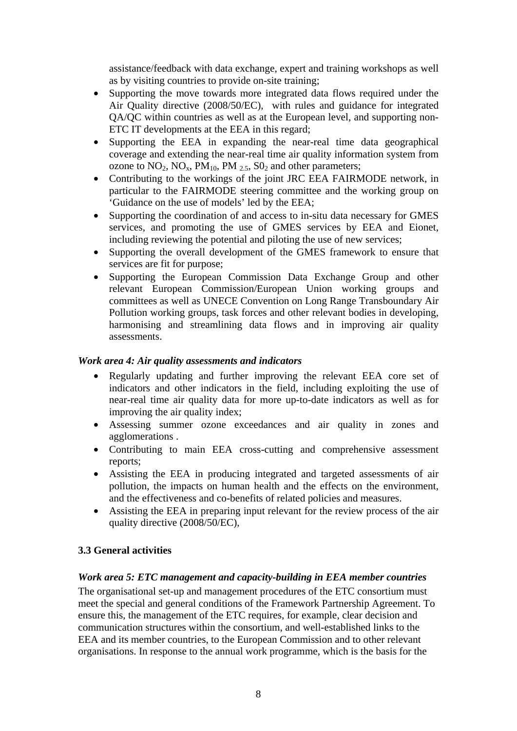assistance/feedback with data exchange, expert and training workshops as well as by visiting countries to provide on-site training;

- Supporting the move towards more integrated data flows required under the Air Quality directive (2008/50/EC), with rules and guidance for integrated QA/QC within countries as well as at the European level, and supporting non-ETC IT developments at the EEA in this regard;
- Supporting the EEA in expanding the near-real time data geographical coverage and extending the near-real time air quality information system from ozone to $NO_2$, $NO_x$, $PM_{10}$, $PM_{2.5}$, $S0_2$ and other parameters;
- Contributing to the workings of the joint JRC EEA FAIRMODE network, in particular to the FAIRMODE steering committee and the working group on 'Guidance on the use of models' led by the EEA;
- Supporting the coordination of and access to in-situ data necessary for GMES services, and promoting the use of GMES services by EEA and Eionet, including reviewing the potential and piloting the use of new services;
- Supporting the overall development of the GMES framework to ensure that services are fit for purpose;
- Supporting the European Commission Data Exchange Group and other relevant European Commission/European Union working groups and committees as well as UNECE Convention on Long Range Transboundary Air Pollution working groups, task forces and other relevant bodies in developing, harmonising and streamlining data flows and in improving air quality assessments.

***Work area 4: Air quality assessments and indicators***

- Regularly updating and further improving the relevant EEA core set of indicators and other indicators in the field, including exploiting the use of near-real time air quality data for more up-to-date indicators as well as for improving the air quality index;
- Assessing summer ozone exceedances and air quality in zones and agglomerations .
- Contributing to main EEA cross-cutting and comprehensive assessment reports;
- Assisting the EEA in producing integrated and targeted assessments of air pollution, the impacts on human health and the effects on the environment, and the effectiveness and co-benefits of related policies and measures.
- Assisting the EEA in preparing input relevant for the review process of the air quality directive (2008/50/EC),

### 3.3 General activities

***Work area 5: ETC management and capacity-building in EEA member countries***

The organisational set-up and management procedures of the ETC consortium must meet the special and general conditions of the Framework Partnership Agreement. To ensure this, the management of the ETC requires, for example, clear decision and communication structures within the consortium, and well-established links to the EEA and its member countries, to the European Commission and to other relevant organisations. In response to the annual work programme, which is the basis for the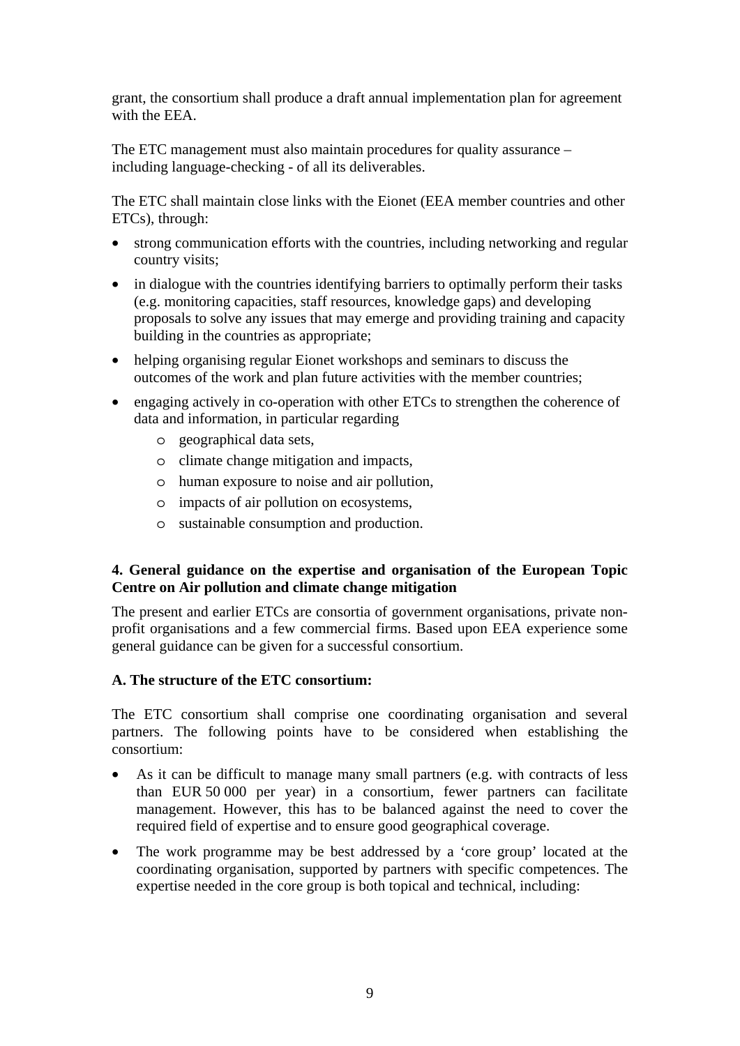grant, the consortium shall produce a draft annual implementation plan for agreement with the EEA.

The ETC management must also maintain procedures for quality assurance – including language-checking - of all its deliverables.

The ETC shall maintain close links with the Eionet (EEA member countries and other ETCs), through:

- strong communication efforts with the countries, including networking and regular country visits;
- in dialogue with the countries identifying barriers to optimally perform their tasks (e.g. monitoring capacities, staff resources, knowledge gaps) and developing proposals to solve any issues that may emerge and providing training and capacity building in the countries as appropriate;
- helping organising regular Eionet workshops and seminars to discuss the outcomes of the work and plan future activities with the member countries;
- engaging actively in co-operation with other ETCs to strengthen the coherence of data and information, in particular regarding
    - geographical data sets,
    - climate change mitigation and impacts,
    - human exposure to noise and air pollution,
    - impacts of air pollution on ecosystems,
    - sustainable consumption and production.

**4. General guidance on the expertise and organisation of the European Topic Centre on Air pollution and climate change mitigation**

The present and earlier ETCs are consortia of government organisations, private non-profit organisations and a few commercial firms. Based upon EEA experience some general guidance can be given for a successful consortium.

**A. The structure of the ETC consortium:**

The ETC consortium shall comprise one coordinating organisation and several partners. The following points have to be considered when establishing the consortium:

- As it can be difficult to manage many small partners (e.g. with contracts of less than EUR 50 000 per year) in a consortium, fewer partners can facilitate management. However, this has to be balanced against the need to cover the required field of expertise and to ensure good geographical coverage.
- The work programme may be best addressed by a 'core group' located at the coordinating organisation, supported by partners with specific competences. The expertise needed in the core group is both topical and technical, including: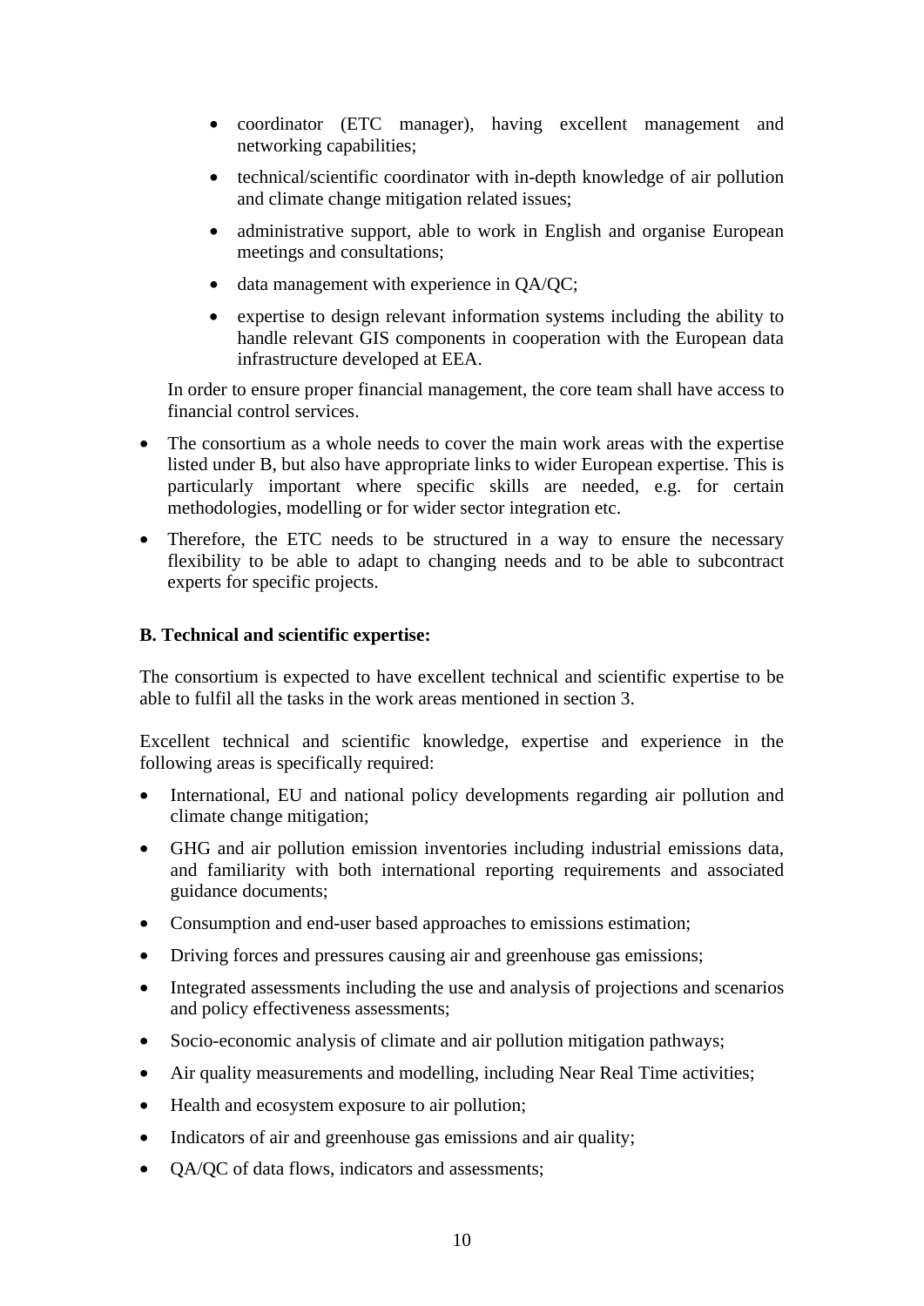- coordinator (ETC manager), having excellent management and networking capabilities;
  - technical/scientific coordinator with in-depth knowledge of air pollution and climate change mitigation related issues;
  - administrative support, able to work in English and organise European meetings and consultations;
  - data management with experience in QA/QC;
  - expertise to design relevant information systems including the ability to handle relevant GIS components in cooperation with the European data infrastructure developed at EEA.

  In order to ensure proper financial management, the core team shall have access to financial control services.

- The consortium as a whole needs to cover the main work areas with the expertise listed under B, but also have appropriate links to wider European expertise. This is particularly important where specific skills are needed, e.g. for certain methodologies, modelling or for wider sector integration etc.
- Therefore, the ETC needs to be structured in a way to ensure the necessary flexibility to be able to adapt to changing needs and to be able to subcontract experts for specific projects.

**B. Technical and scientific expertise:**

The consortium is expected to have excellent technical and scientific expertise to be able to fulfil all the tasks in the work areas mentioned in section 3.

Excellent technical and scientific knowledge, expertise and experience in the following areas is specifically required:

- International, EU and national policy developments regarding air pollution and climate change mitigation;
- GHG and air pollution emission inventories including industrial emissions data, and familiarity with both international reporting requirements and associated guidance documents;
- Consumption and end-user based approaches to emissions estimation;
- Driving forces and pressures causing air and greenhouse gas emissions;
- Integrated assessments including the use and analysis of projections and scenarios and policy effectiveness assessments;
- Socio-economic analysis of climate and air pollution mitigation pathways;
- Air quality measurements and modelling, including Near Real Time activities;
- Health and ecosystem exposure to air pollution;
- Indicators of air and greenhouse gas emissions and air quality;
- QA/QC of data flows, indicators and assessments;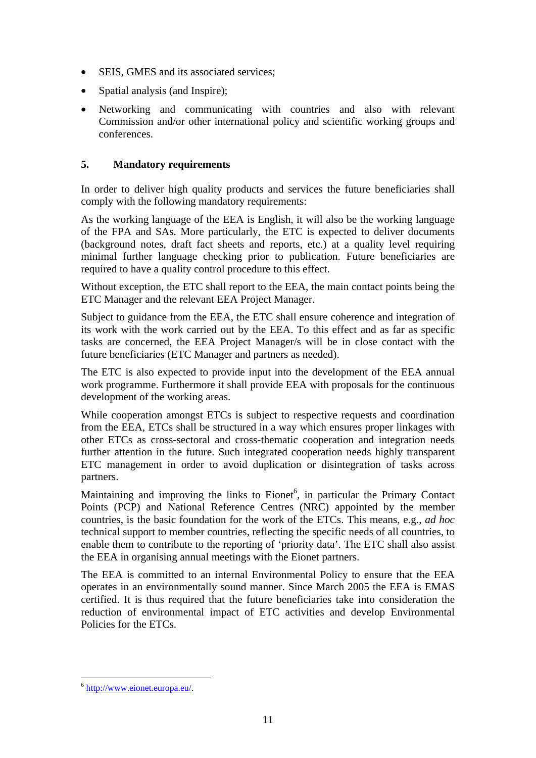- SEIS, GMES and its associated services;
- Spatial analysis (and Inspire);
- Networking and communicating with countries and also with relevant Commission and/or other international policy and scientific working groups and conferences.

## 5. Mandatory requirements

In order to deliver high quality products and services the future beneficiaries shall comply with the following mandatory requirements:

As the working language of the EEA is English, it will also be the working language of the FPA and SAs. More particularly, the ETC is expected to deliver documents (background notes, draft fact sheets and reports, etc.) at a quality level requiring minimal further language checking prior to publication. Future beneficiaries are required to have a quality control procedure to this effect.

Without exception, the ETC shall report to the EEA, the main contact points being the ETC Manager and the relevant EEA Project Manager.

Subject to guidance from the EEA, the ETC shall ensure coherence and integration of its work with the work carried out by the EEA. To this effect and as far as specific tasks are concerned, the EEA Project Manager/s will be in close contact with the future beneficiaries (ETC Manager and partners as needed).

The ETC is also expected to provide input into the development of the EEA annual work programme. Furthermore it shall provide EEA with proposals for the continuous development of the working areas.

While cooperation amongst ETCs is subject to respective requests and coordination from the EEA, ETCs shall be structured in a way which ensures proper linkages with other ETCs as cross-sectoral and cross-thematic cooperation and integration needs further attention in the future. Such integrated cooperation needs highly transparent ETC management in order to avoid duplication or disintegration of tasks across partners.

Maintaining and improving the links to Eionet[6], in particular the Primary Contact Points (PCP) and National Reference Centres (NRC) appointed by the member countries, is the basic foundation for the work of the ETCs. This means, e.g., *ad hoc* technical support to member countries, reflecting the specific needs of all countries, to enable them to contribute to the reporting of 'priority data'. The ETC shall also assist the EEA in organising annual meetings with the Eionet partners.

The EEA is committed to an internal Environmental Policy to ensure that the EEA operates in an environmentally sound manner. Since March 2005 the EEA is EMAS certified. It is thus required that the future beneficiaries take into consideration the reduction of environmental impact of ETC activities and develop Environmental Policies for the ETCs.

---

[6] http://www.eionet.europa.eu/.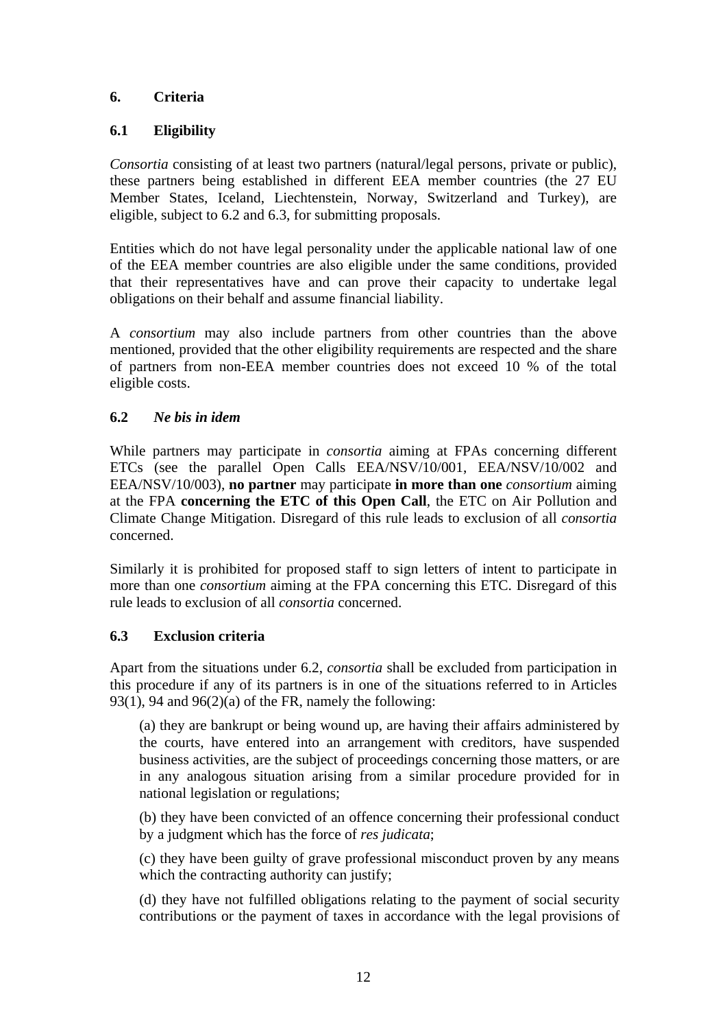## 6. Criteria

### 6.1 Eligibility

*Consortia* consisting of at least two partners (natural/legal persons, private or public), these partners being established in different EEA member countries (the 27 EU Member States, Iceland, Liechtenstein, Norway, Switzerland and Turkey), are eligible, subject to 6.2 and 6.3, for submitting proposals.

Entities which do not have legal personality under the applicable national law of one of the EEA member countries are also eligible under the same conditions, provided that their representatives have and can prove their capacity to undertake legal obligations on their behalf and assume financial liability.

A *consortium* may also include partners from other countries than the above mentioned, provided that the other eligibility requirements are respected and the share of partners from non-EEA member countries does not exceed 10 % of the total eligible costs.

### 6.2 *Ne bis in idem*

While partners may participate in *consortia* aiming at FPAs concerning different ETCs (see the parallel Open Calls EEA/NSV/10/001, EEA/NSV/10/002 and EEA/NSV/10/003), **no partner** may participate **in more than one** *consortium* aiming at the FPA **concerning the ETC of this Open Call**, the ETC on Air Pollution and Climate Change Mitigation. Disregard of this rule leads to exclusion of all *consortia* concerned.

Similarly it is prohibited for proposed staff to sign letters of intent to participate in more than one *consortium* aiming at the FPA concerning this ETC. Disregard of this rule leads to exclusion of all *consortia* concerned.

### 6.3 Exclusion criteria

Apart from the situations under 6.2, *consortia* shall be excluded from participation in this procedure if any of its partners is in one of the situations referred to in Articles 93(1), 94 and 96(2)(a) of the FR, namely the following:

(a) they are bankrupt or being wound up, are having their affairs administered by the courts, have entered into an arrangement with creditors, have suspended business activities, are the subject of proceedings concerning those matters, or are in any analogous situation arising from a similar procedure provided for in national legislation or regulations;

(b) they have been convicted of an offence concerning their professional conduct by a judgment which has the force of *res judicata*;

(c) they have been guilty of grave professional misconduct proven by any means which the contracting authority can justify;

(d) they have not fulfilled obligations relating to the payment of social security contributions or the payment of taxes in accordance with the legal provisions of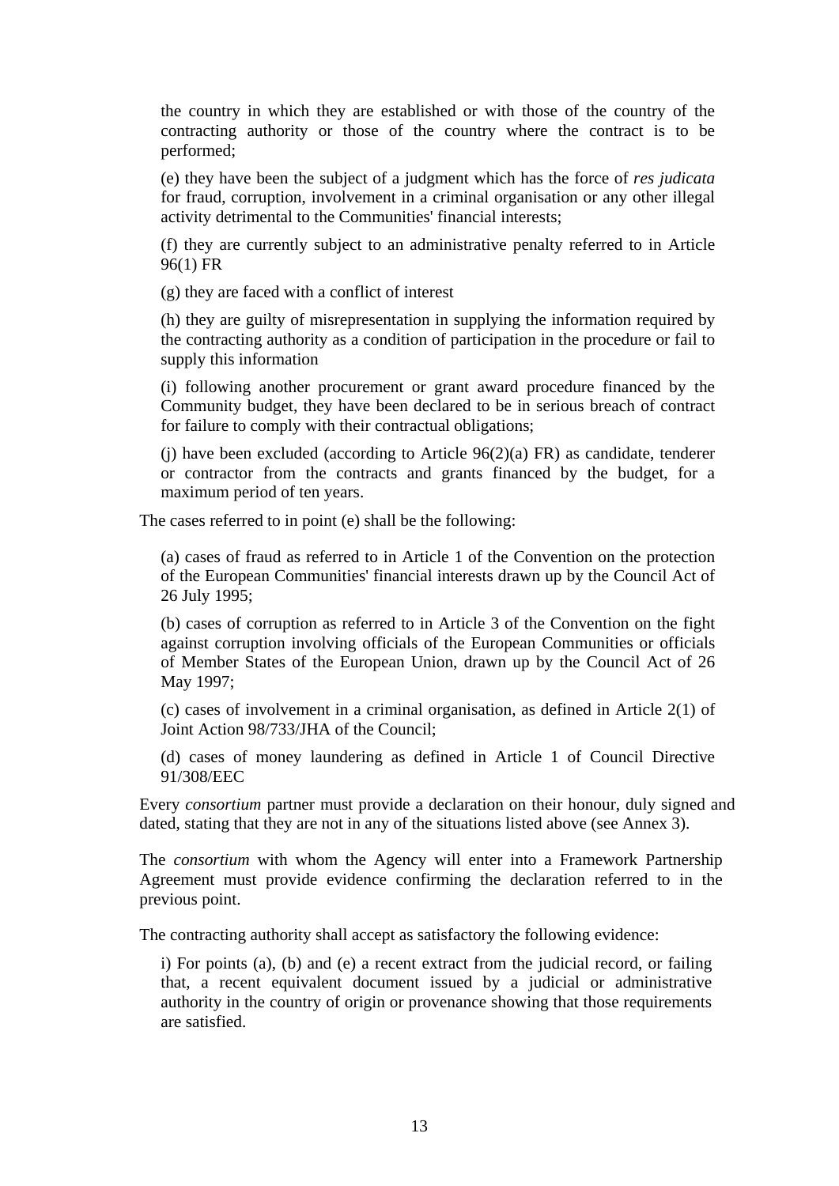the country in which they are established or with those of the country of the contracting authority or those of the country where the contract is to be performed;

(e) they have been the subject of a judgment which has the force of *res judicata* for fraud, corruption, involvement in a criminal organisation or any other illegal activity detrimental to the Communities' financial interests;

(f) they are currently subject to an administrative penalty referred to in Article 96(1) FR

(g) they are faced with a conflict of interest

(h) they are guilty of misrepresentation in supplying the information required by the contracting authority as a condition of participation in the procedure or fail to supply this information

(i) following another procurement or grant award procedure financed by the Community budget, they have been declared to be in serious breach of contract for failure to comply with their contractual obligations;

(j) have been excluded (according to Article 96(2)(a) FR) as candidate, tenderer or contractor from the contracts and grants financed by the budget, for a maximum period of ten years.

The cases referred to in point (e) shall be the following:

(a) cases of fraud as referred to in Article 1 of the Convention on the protection of the European Communities' financial interests drawn up by the Council Act of 26 July 1995;

(b) cases of corruption as referred to in Article 3 of the Convention on the fight against corruption involving officials of the European Communities or officials of Member States of the European Union, drawn up by the Council Act of 26 May 1997;

(c) cases of involvement in a criminal organisation, as defined in Article 2(1) of Joint Action 98/733/JHA of the Council;

(d) cases of money laundering as defined in Article 1 of Council Directive 91/308/EEC

Every *consortium* partner must provide a declaration on their honour, duly signed and dated, stating that they are not in any of the situations listed above (see Annex 3).

The *consortium* with whom the Agency will enter into a Framework Partnership Agreement must provide evidence confirming the declaration referred to in the previous point.

The contracting authority shall accept as satisfactory the following evidence:

i) For points (a), (b) and (e) a recent extract from the judicial record, or failing that, a recent equivalent document issued by a judicial or administrative authority in the country of origin or provenance showing that those requirements are satisfied.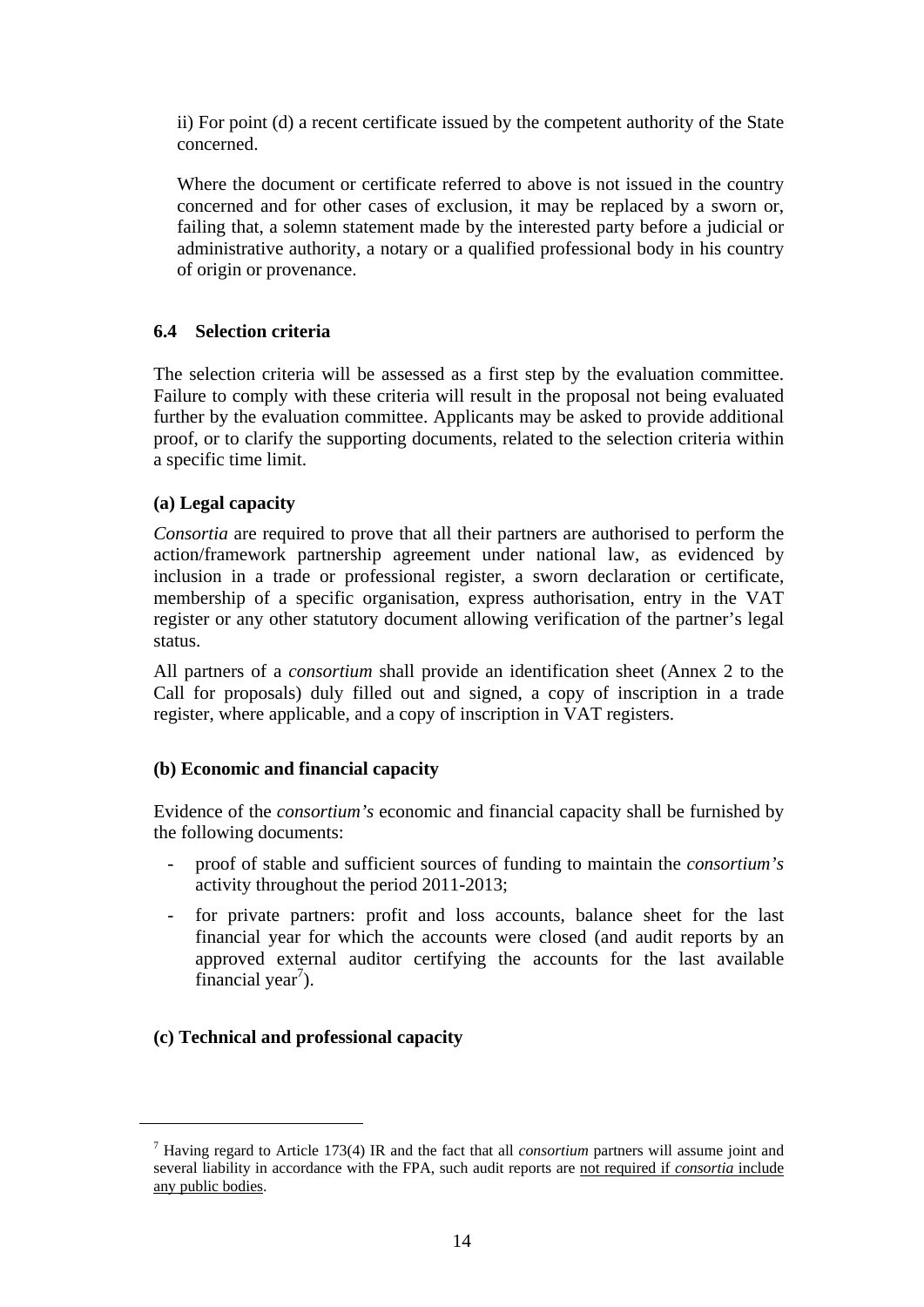ii) For point (d) a recent certificate issued by the competent authority of the State concerned.

Where the document or certificate referred to above is not issued in the country concerned and for other cases of exclusion, it may be replaced by a sworn or, failing that, a solemn statement made by the interested party before a judicial or administrative authority, a notary or a qualified professional body in his country of origin or provenance.

### 6.4 Selection criteria

The selection criteria will be assessed as a first step by the evaluation committee. Failure to comply with these criteria will result in the proposal not being evaluated further by the evaluation committee. Applicants may be asked to provide additional proof, or to clarify the supporting documents, related to the selection criteria within a specific time limit.

**(a) Legal capacity**

*Consortia* are required to prove that all their partners are authorised to perform the action/framework partnership agreement under national law, as evidenced by inclusion in a trade or professional register, a sworn declaration or certificate, membership of a specific organisation, express authorisation, entry in the VAT register or any other statutory document allowing verification of the partner's legal status.

All partners of a *consortium* shall provide an identification sheet (Annex 2 to the Call for proposals) duly filled out and signed, a copy of inscription in a trade register, where applicable, and a copy of inscription in VAT registers.

**(b) Economic and financial capacity**

Evidence of the *consortium's* economic and financial capacity shall be furnished by the following documents:

- proof of stable and sufficient sources of funding to maintain the *consortium's* activity throughout the period 2011-2013;
- for private partners: profit and loss accounts, balance sheet for the last financial year for which the accounts were closed (and audit reports by an approved external auditor certifying the accounts for the last available financial year[7]).

**(c) Technical and professional capacity**

---

[7] Having regard to Article 173(4) IR and the fact that all *consortium* partners will assume joint and several liability in accordance with the FPA, such audit reports are <u>not required if *consortia* include any public bodies</u>.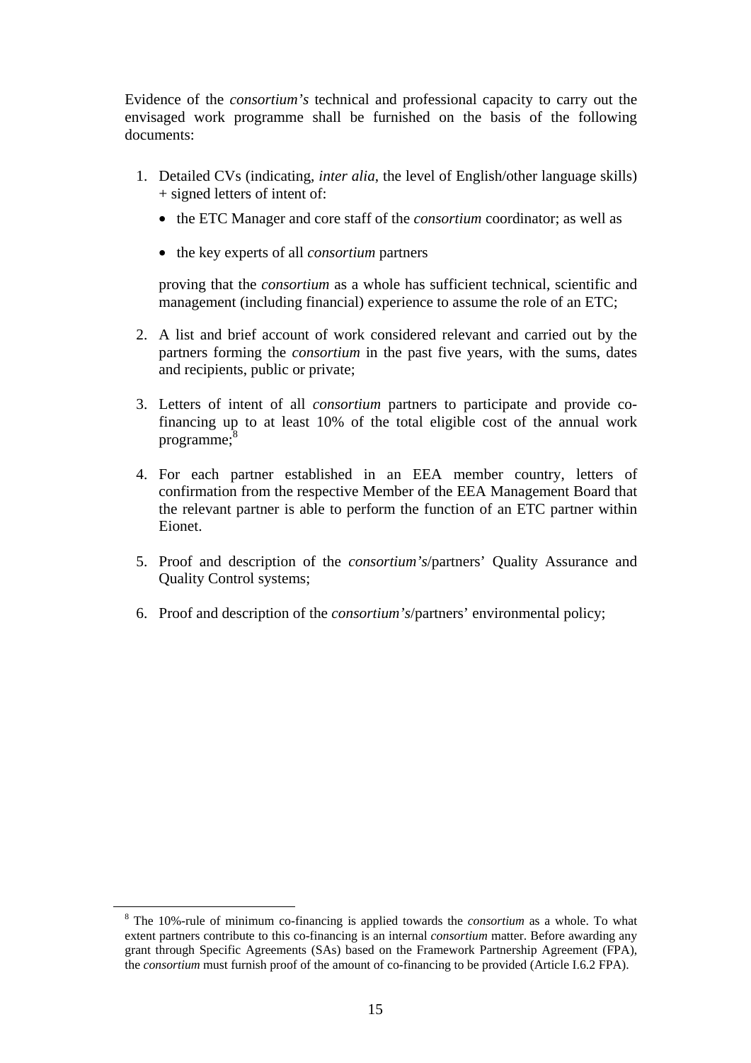Evidence of the *consortium's* technical and professional capacity to carry out the envisaged work programme shall be furnished on the basis of the following documents:

1. Detailed CVs (indicating, *inter alia*, the level of English/other language skills) + signed letters of intent of:

   - the ETC Manager and core staff of the *consortium* coordinator; as well as

   - the key experts of all *consortium* partners

   proving that the *consortium* as a whole has sufficient technical, scientific and management (including financial) experience to assume the role of an ETC;

2. A list and brief account of work considered relevant and carried out by the partners forming the *consortium* in the past five years, with the sums, dates and recipients, public or private;

3. Letters of intent of all *consortium* partners to participate and provide co-financing up to at least 10% of the total eligible cost of the annual work programme;[8]

4. For each partner established in an EEA member country, letters of confirmation from the respective Member of the EEA Management Board that the relevant partner is able to perform the function of an ETC partner within Eionet.

5. Proof and description of the *consortium's*/partners' Quality Assurance and Quality Control systems;

6. Proof and description of the *consortium's*/partners' environmental policy;

[8] The 10%-rule of minimum co-financing is applied towards the *consortium* as a whole. To what extent partners contribute to this co-financing is an internal *consortium* matter. Before awarding any grant through Specific Agreements (SAs) based on the Framework Partnership Agreement (FPA), the *consortium* must furnish proof of the amount of co-financing to be provided (Article I.6.2 FPA).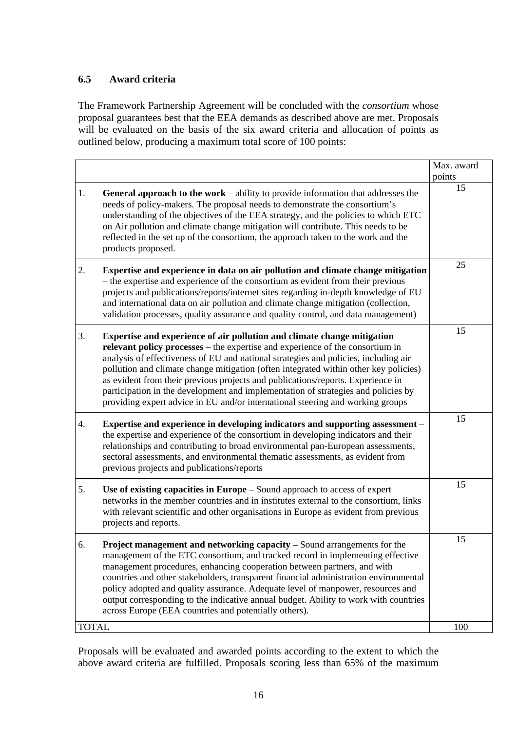### 6.5 Award criteria

The Framework Partnership Agreement will be concluded with the *consortium* whose proposal guarantees best that the EEA demands as described above are met. Proposals will be evaluated on the basis of the six award criteria and allocation of points as outlined below, producing a maximum total score of 100 points:

| | | Max. award points |
|---|---|---|
| 1. | **General approach to the work** – ability to provide information that addresses the needs of policy-makers. The proposal needs to demonstrate the consortium's understanding of the objectives of the EEA strategy, and the policies to which ETC on Air pollution and climate change mitigation will contribute. This needs to be reflected in the set up of the consortium, the approach taken to the work and the products proposed. | 15 |
| 2. | **Expertise and experience in data on air pollution and climate change mitigation** – the expertise and experience of the consortium as evident from their previous projects and publications/reports/internet sites regarding in-depth knowledge of EU and international data on air pollution and climate change mitigation (collection, validation processes, quality assurance and quality control, and data management) | 25 |
| 3. | **Expertise and experience of air pollution and climate change mitigation relevant policy processes** – the expertise and experience of the consortium in analysis of effectiveness of EU and national strategies and policies, including air pollution and climate change mitigation (often integrated within other key policies) as evident from their previous projects and publications/reports. Experience in participation in the development and implementation of strategies and policies by providing expert advice in EU and/or international steering and working groups | 15 |
| 4. | **Expertise and experience in developing indicators and supporting assessment** – the expertise and experience of the consortium in developing indicators and their relationships and contributing to broad environmental pan-European assessments, sectoral assessments, and environmental thematic assessments, as evident from previous projects and publications/reports | 15 |
| 5. | **Use of existing capacities in Europe** – Sound approach to access of expert networks in the member countries and in institutes external to the consortium, links with relevant scientific and other organisations in Europe as evident from previous projects and reports. | 15 |
| 6. | **Project management and networking capacity** – Sound arrangements for the management of the ETC consortium, and tracked record in implementing effective management procedures, enhancing cooperation between partners, and with countries and other stakeholders, transparent financial administration environmental policy adopted and quality assurance. Adequate level of manpower, resources and output corresponding to the indicative annual budget. Ability to work with countries across Europe (EEA countries and potentially others). | 15 |
| TOTAL | | 100 |

Proposals will be evaluated and awarded points according to the extent to which the above award criteria are fulfilled. Proposals scoring less than 65% of the maximum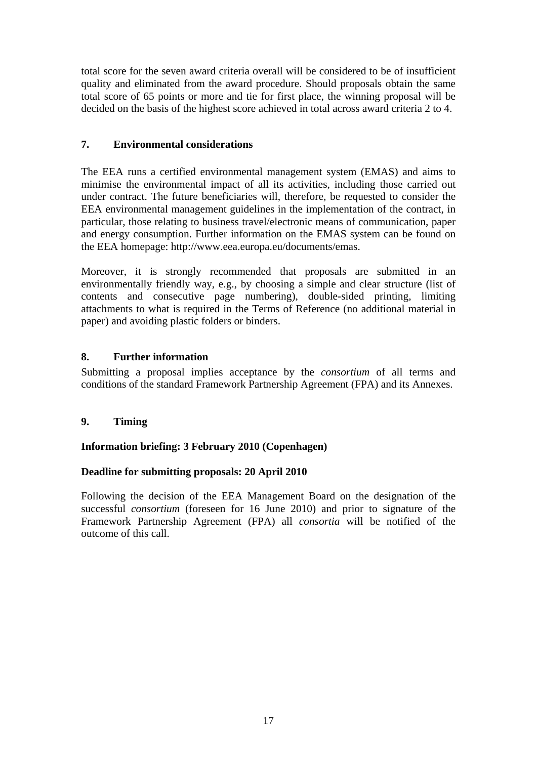total score for the seven award criteria overall will be considered to be of insufficient quality and eliminated from the award procedure. Should proposals obtain the same total score of 65 points or more and tie for first place, the winning proposal will be decided on the basis of the highest score achieved in total across award criteria 2 to 4.

## 7. Environmental considerations

The EEA runs a certified environmental management system (EMAS) and aims to minimise the environmental impact of all its activities, including those carried out under contract. The future beneficiaries will, therefore, be requested to consider the EEA environmental management guidelines in the implementation of the contract, in particular, those relating to business travel/electronic means of communication, paper and energy consumption. Further information on the EMAS system can be found on the EEA homepage: http://www.eea.europa.eu/documents/emas.

Moreover, it is strongly recommended that proposals are submitted in an environmentally friendly way, e.g., by choosing a simple and clear structure (list of contents and consecutive page numbering), double-sided printing, limiting attachments to what is required in the Terms of Reference (no additional material in paper) and avoiding plastic folders or binders.

## 8. Further information

Submitting a proposal implies acceptance by the *consortium* of all terms and conditions of the standard Framework Partnership Agreement (FPA) and its Annexes.

## 9. Timing

**Information briefing: 3 February 2010 (Copenhagen)**

**Deadline for submitting proposals: 20 April 2010**

Following the decision of the EEA Management Board on the designation of the successful *consortium* (foreseen for 16 June 2010) and prior to signature of the Framework Partnership Agreement (FPA) all *consortia* will be notified of the outcome of this call.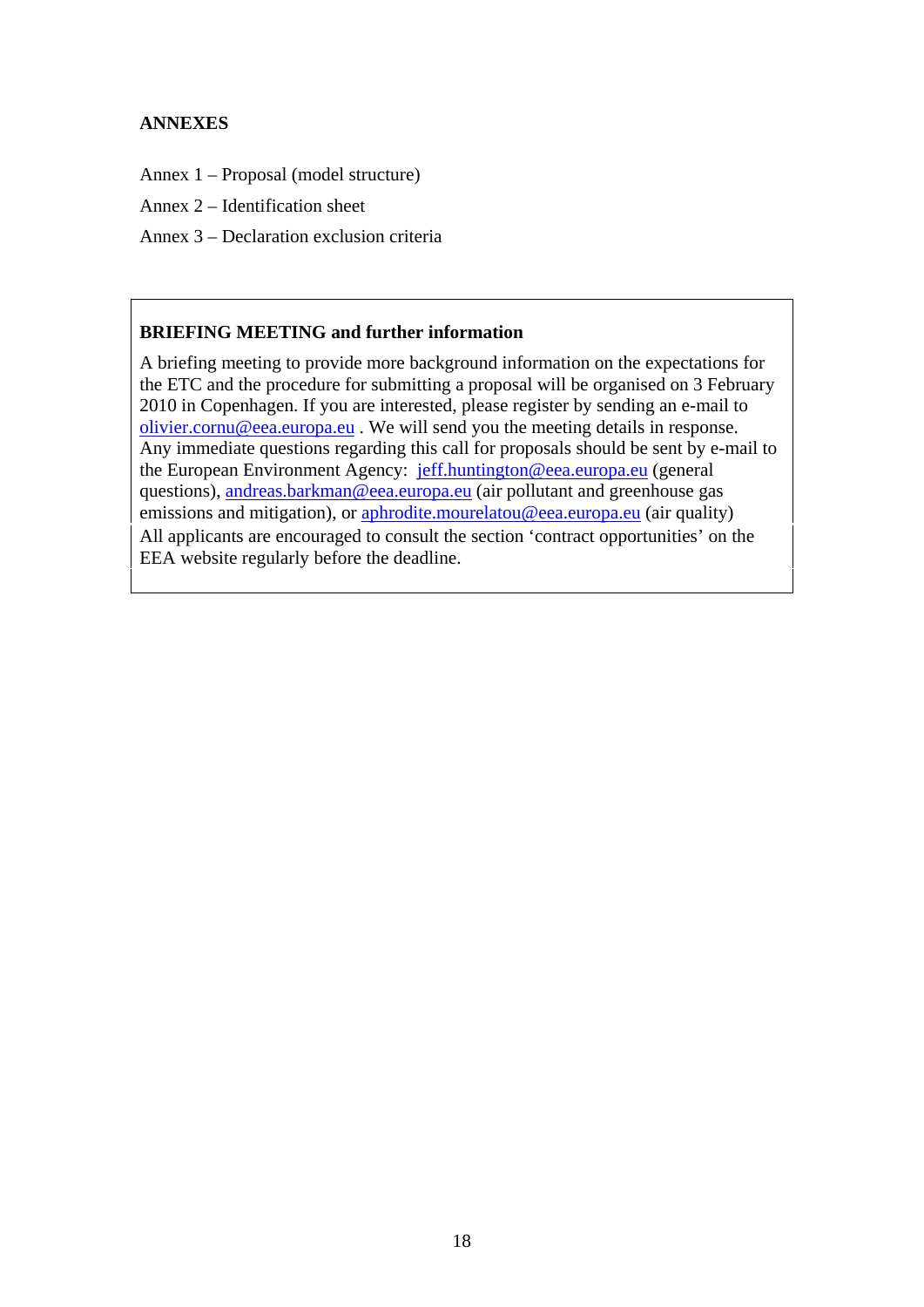## ANNEXES

Annex 1 – Proposal (model structure)

Annex 2 – Identification sheet

Annex 3 – Declaration exclusion criteria

**BRIEFING MEETING and further information**

A briefing meeting to provide more background information on the expectations for the ETC and the procedure for submitting a proposal will be organised on 3 February 2010 in Copenhagen. If you are interested, please register by sending an e-mail to olivier.cornu@eea.europa.eu . We will send you the meeting details in response. Any immediate questions regarding this call for proposals should be sent by e-mail to the European Environment Agency: jeff.huntington@eea.europa.eu (general questions), andreas.barkman@eea.europa.eu (air pollutant and greenhouse gas emissions and mitigation), or aphrodite.mourelatou@eea.europa.eu (air quality) All applicants are encouraged to consult the section 'contract opportunities' on the EEA website regularly before the deadline.